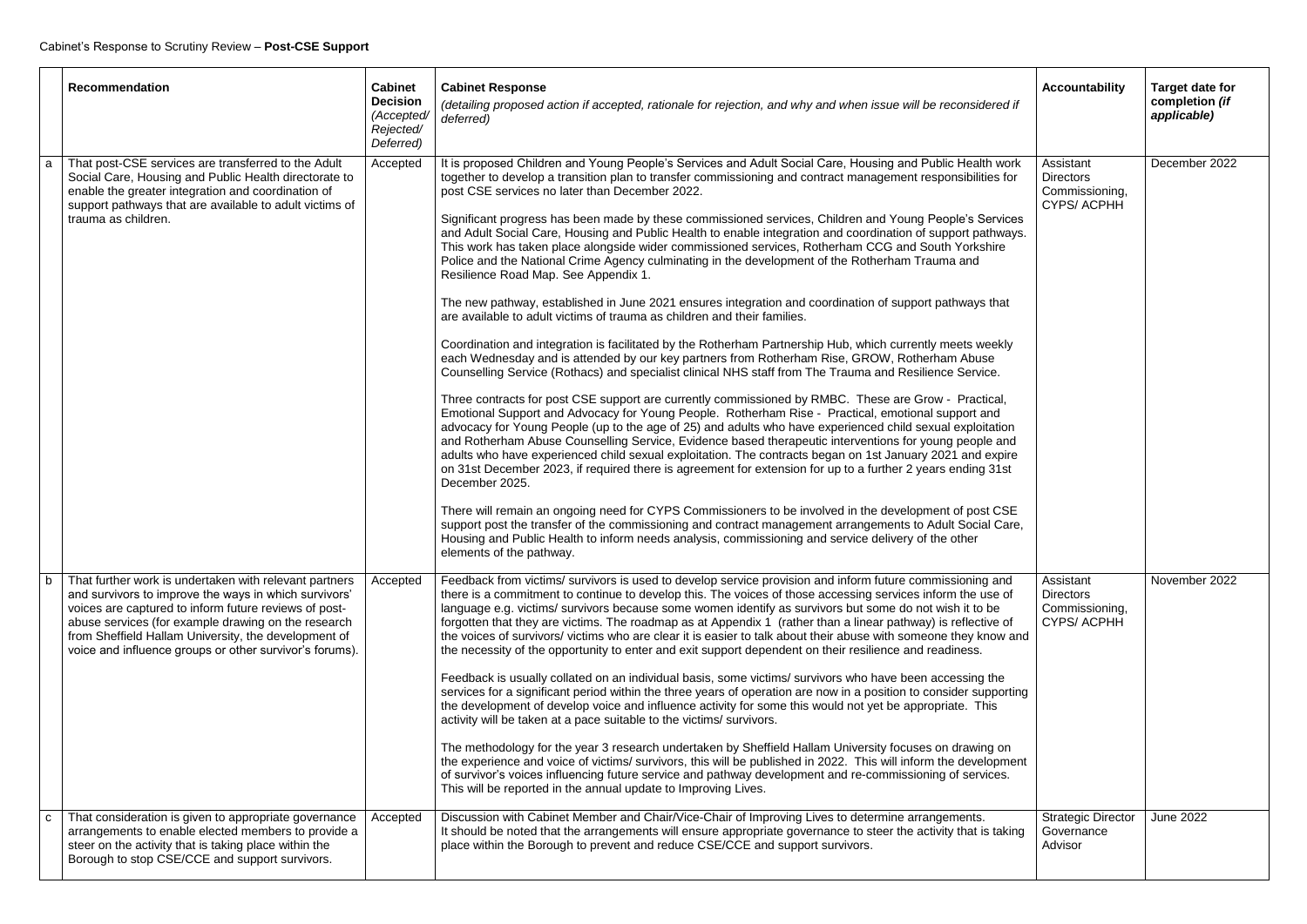Cabinet's Response to Scrutiny Review – **Post-CSE Support**

| | Recommendation | Cabinet Decision *(Accepted/ Rejected/ Deferred)* | Cabinet Response *(detailing proposed action if accepted, rationale for rejection, and why and when issue will be reconsidered if deferred)* | Accountability | Target date for completion *(if applicable)* |
|---|---|---|---|---|---|
| a | That post-CSE services are transferred to the Adult Social Care, Housing and Public Health directorate to enable the greater integration and coordination of support pathways that are available to adult victims of trauma as children. | Accepted | It is proposed Children and Young People's Services and Adult Social Care, Housing and Public Health work together to develop a transition plan to transfer commissioning and contract management responsibilities for post CSE services no later than December 2022.<br><br>Significant progress has been made by these commissioned services, Children and Young People's Services and Adult Social Care, Housing and Public Health to enable integration and coordination of support pathways. This work has taken place alongside wider commissioned services, Rotherham CCG and South Yorkshire Police and the National Crime Agency culminating in the development of the Rotherham Trauma and Resilience Road Map. See Appendix 1.<br><br>The new pathway, established in June 2021 ensures integration and coordination of support pathways that are available to adult victims of trauma as children and their families.<br><br>Coordination and integration is facilitated by the Rotherham Partnership Hub, which currently meets weekly each Wednesday and is attended by our key partners from Rotherham Rise, GROW, Rotherham Abuse Counselling Service (Rothacs) and specialist clinical NHS staff from The Trauma and Resilience Service.<br><br>Three contracts for post CSE support are currently commissioned by RMBC. These are Grow - Practical, Emotional Support and Advocacy for Young People. Rotherham Rise - Practical, emotional support and advocacy for Young People (up to the age of 25) and adults who have experienced child sexual exploitation and Rotherham Abuse Counselling Service, Evidence based therapeutic interventions for young people and adults who have experienced child sexual exploitation. The contracts began on 1st January 2021 and expire on 31st December 2023, if required there is agreement for extension for up to a further 2 years ending 31st December 2025.<br><br>There will remain an ongoing need for CYPS Commissioners to be involved in the development of post CSE support post the transfer of the commissioning and contract management arrangements to Adult Social Care, Housing and Public Health to inform needs analysis, commissioning and service delivery of the other elements of the pathway. | Assistant Directors Commissioning, CYPS/ ACPHH | December 2022 |
| b | That further work is undertaken with relevant partners and survivors to improve the ways in which survivors' voices are captured to inform future reviews of post-abuse services (for example drawing on the research from Sheffield Hallam University, the development of voice and influence groups or other survivor's forums). | Accepted | Feedback from victims/ survivors is used to develop service provision and inform future commissioning and there is a commitment to continue to develop this. The voices of those accessing services inform the use of language e.g. victims/ survivors because some women identify as survivors but some do not wish it to be forgotten that they are victims. The roadmap as at Appendix 1 (rather than a linear pathway) is reflective of the voices of survivors/ victims who are clear it is easier to talk about their abuse with someone they know and the necessity of the opportunity to enter and exit support dependent on their resilience and readiness.<br><br>Feedback is usually collated on an individual basis, some victims/ survivors who have been accessing the services for a significant period within the three years of operation are now in a position to consider supporting the development of develop voice and influence activity for some this would not yet be appropriate. This activity will be taken at a pace suitable to the victims/ survivors.<br><br>The methodology for the year 3 research undertaken by Sheffield Hallam University focuses on drawing on the experience and voice of victims/ survivors, this will be published in 2022. This will inform the development of survivor's voices influencing future service and pathway development and re-commissioning of services. This will be reported in the annual update to Improving Lives. | Assistant Directors Commissioning, CYPS/ ACPHH | November 2022 |
| c | That consideration is given to appropriate governance arrangements to enable elected members to provide a steer on the activity that is taking place within the Borough to stop CSE/CCE and support survivors. | Accepted | Discussion with Cabinet Member and Chair/Vice-Chair of Improving Lives to determine arrangements.<br>It should be noted that the arrangements will ensure appropriate governance to steer the activity that is taking place within the Borough to prevent and reduce CSE/CCE and support survivors. | Strategic Director Governance Advisor | June 2022 |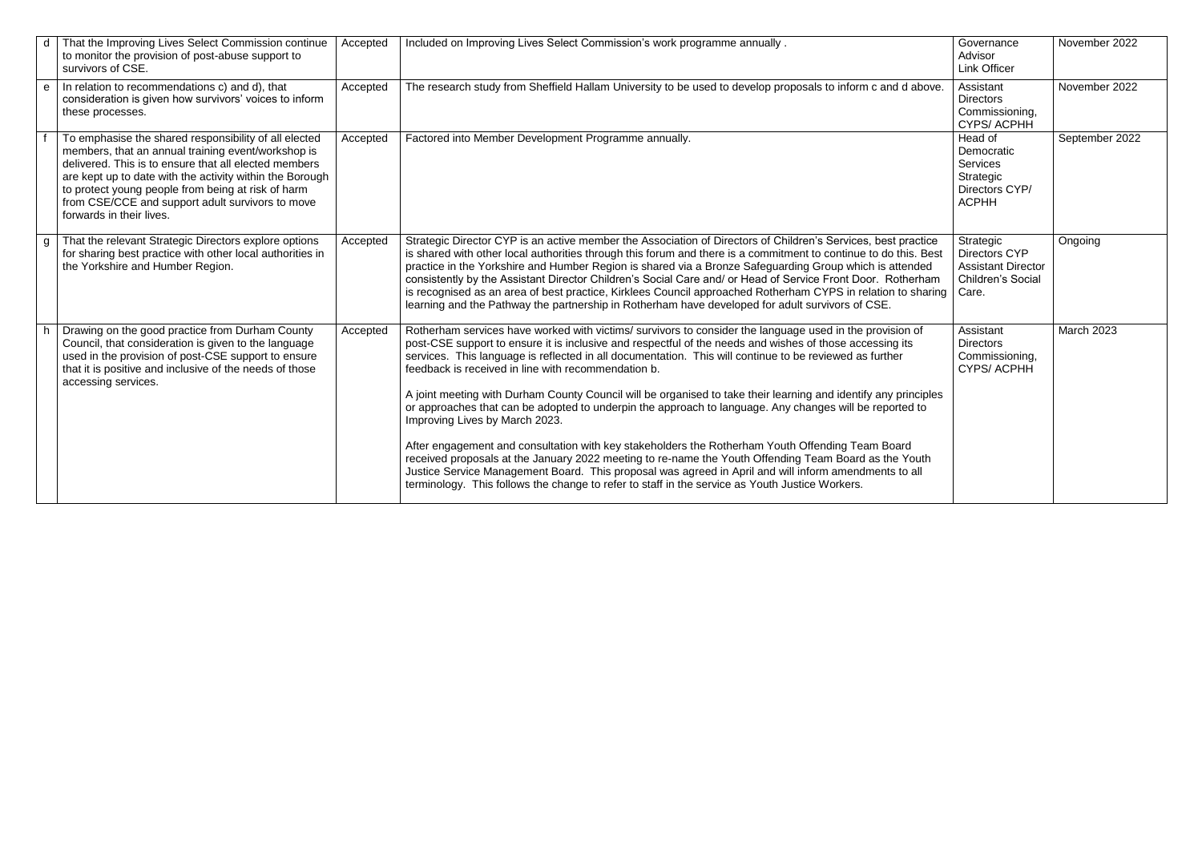| | | | | | |
|---|---|---|---|---|---|
| d | That the Improving Lives Select Commission continue to monitor the provision of post-abuse support to survivors of CSE. | Accepted | Included on Improving Lives Select Commission's work programme annually . | Governance Advisor Link Officer | November 2022 |
| e | In relation to recommendations c) and d), that consideration is given how survivors' voices to inform these processes. | Accepted | The research study from Sheffield Hallam University to be used to develop proposals to inform c and d above. | Assistant Directors Commissioning, CYPS/ ACPHH | November 2022 |
| f | To emphasise the shared responsibility of all elected members, that an annual training event/workshop is delivered. This is to ensure that all elected members are kept up to date with the activity within the Borough to protect young people from being at risk of harm from CSE/CCE and support adult survivors to move forwards in their lives. | Accepted | Factored into Member Development Programme annually. | Head of Democratic Services Strategic Directors CYP/ ACPHH | September 2022 |
| g | That the relevant Strategic Directors explore options for sharing best practice with other local authorities in the Yorkshire and Humber Region. | Accepted | Strategic Director CYP is an active member the Association of Directors of Children's Services, best practice is shared with other local authorities through this forum and there is a commitment to continue to do this. Best practice in the Yorkshire and Humber Region is shared via a Bronze Safeguarding Group which is attended consistently by the Assistant Director Children's Social Care and/ or Head of Service Front Door. Rotherham is recognised as an area of best practice, Kirklees Council approached Rotherham CYPS in relation to sharing learning and the Pathway the partnership in Rotherham have developed for adult survivors of CSE. | Strategic Directors CYP Assistant Director Children's Social Care. | Ongoing |
| h | Drawing on the good practice from Durham County Council, that consideration is given to the language used in the provision of post-CSE support to ensure that it is positive and inclusive of the needs of those accessing services. | Accepted | Rotherham services have worked with victims/ survivors to consider the language used in the provision of post-CSE support to ensure it is inclusive and respectful of the needs and wishes of those accessing its services. This language is reflected in all documentation. This will continue to be reviewed as further feedback is received in line with recommendation b.<br><br>A joint meeting with Durham County Council will be organised to take their learning and identify any principles or approaches that can be adopted to underpin the approach to language. Any changes will be reported to Improving Lives by March 2023.<br><br>After engagement and consultation with key stakeholders the Rotherham Youth Offending Team Board received proposals at the January 2022 meeting to re-name the Youth Offending Team Board as the Youth Justice Service Management Board. This proposal was agreed in April and will inform amendments to all terminology. This follows the change to refer to staff in the service as Youth Justice Workers. | Assistant Directors Commissioning, CYPS/ ACPHH | March 2023 |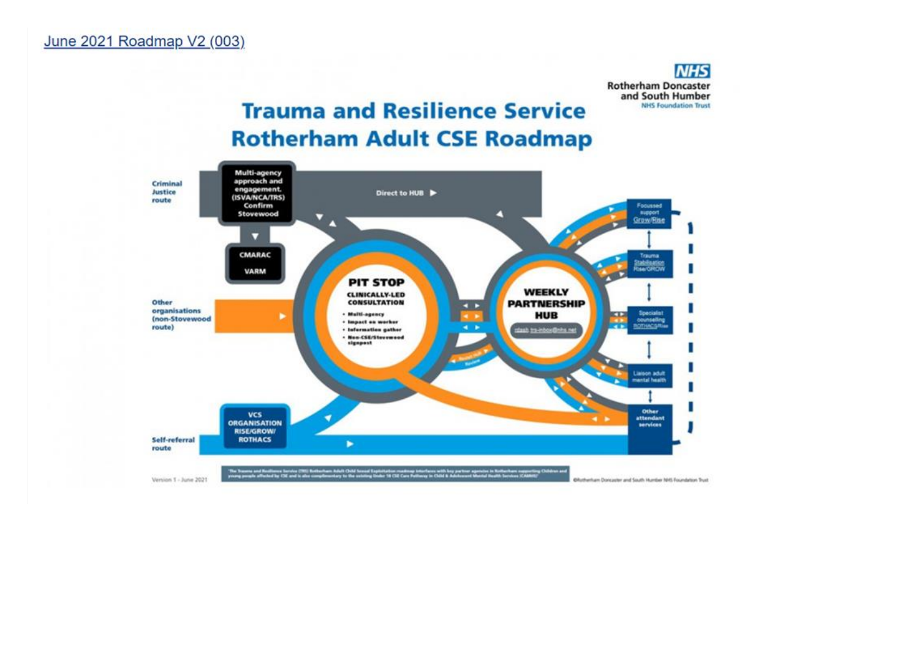June 2021 Roadmap V2 (003)

NHS
Rotherham Doncaster and South Humber
NHS Foundation Trust

# Trauma and Resilience Service Rotherham Adult CSE Roadmap

Criminal Justice route

Multi-agency approach and engagement. (ISVA/NCA/TRS) Confirm Stovewood

Direct to HUB

CMARAC

VARM

Other organisations (non-Stovewood route)

PIT STOP
CLINICALLY-LED CONSULTATION
- Multi-agency
- Impact on worker
- Information gather
- Non-CSE/Stovewood signpost

WEEKLY PARTNERSHIP HUB

Focussed support Grow/Rise

Trauma Stabilisation Rise/GROW

Specialist counselling ROTHACS/Rise

Liaison adult mental health

Other attendant services

VCS ORGANISATION RISE/GROW/ ROTHACS

Self-referral route

Version 1 - June 2021

©Rotherham Doncaster and South Humber NHS Foundation Trust